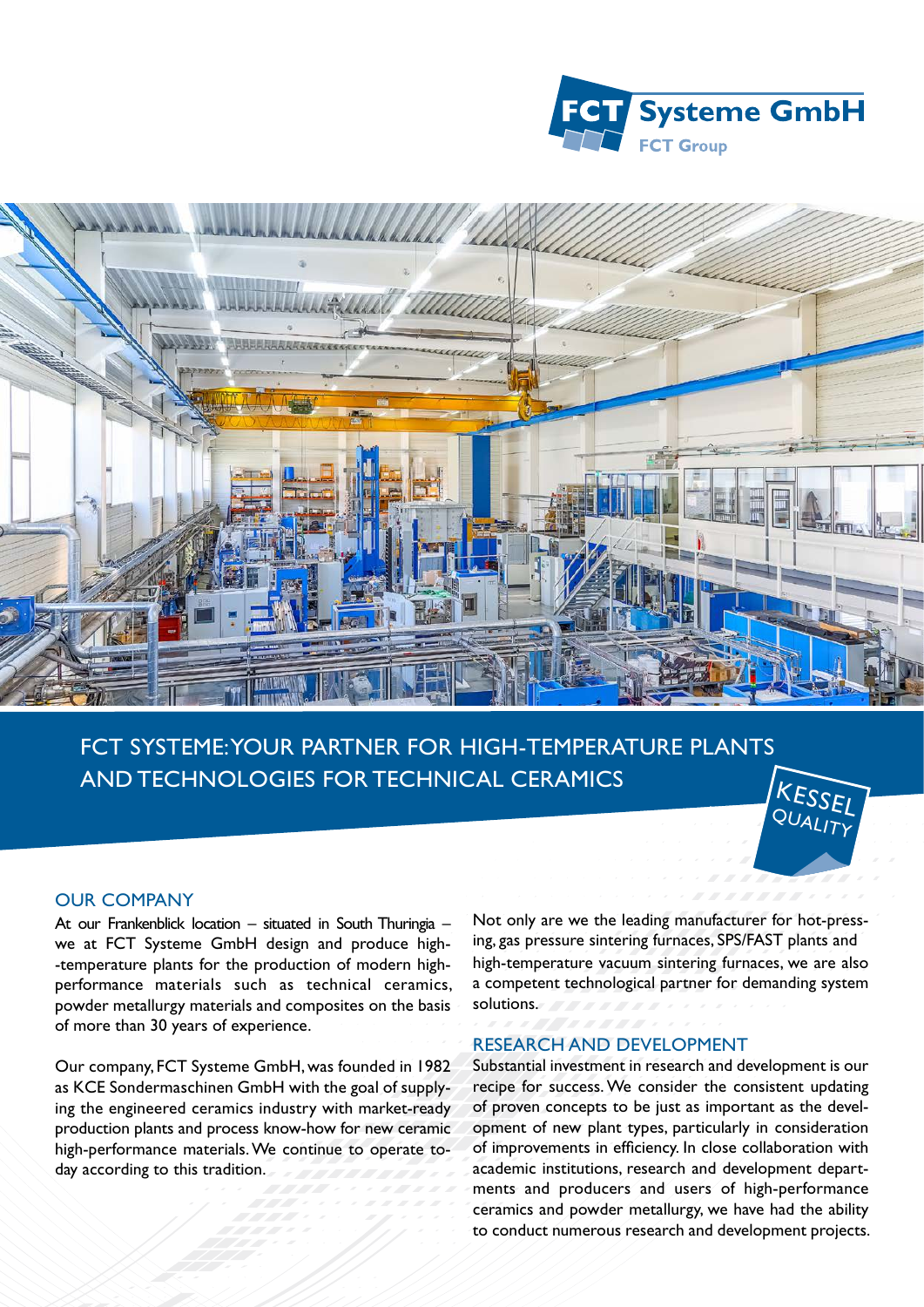FCT Systeme GmbH

FCT Group

# FCT SYSTEME: YOUR PARTNER FOR HIGH-TEMPERATURE PLANTS AND TECHNOLOGIES FOR TECHNICAL CERAMICS

KESSEL QUALITY

## OUR COMPANY

At our Frankenblick location – situated in South Thuringia – we at FCT Systeme GmbH design and produce high-temperature plants for the production of modern high-performance materials such as technical ceramics, powder metallurgy materials and composites on the basis of more than 30 years of experience.

Our company, FCT Systeme GmbH, was founded in 1982 as KCE Sondermaschinen GmbH with the goal of supplying the engineered ceramics industry with market-ready production plants and process know-how for new ceramic high-performance materials. We continue to operate today according to this tradition.

Not only are we the leading manufacturer for hot-pressing, gas pressure sintering furnaces, SPS/FAST plants and high-temperature vacuum sintering furnaces, we are also a competent technological partner for demanding system solutions.

## RESEARCH AND DEVELOPMENT

Substantial investment in research and development is our recipe for success. We consider the consistent updating of proven concepts to be just as important as the development of new plant types, particularly in consideration of improvements in efficiency. In close collaboration with academic institutions, research and development departments and producers and users of high-performance ceramics and powder metallurgy, we have had the ability to conduct numerous research and development projects.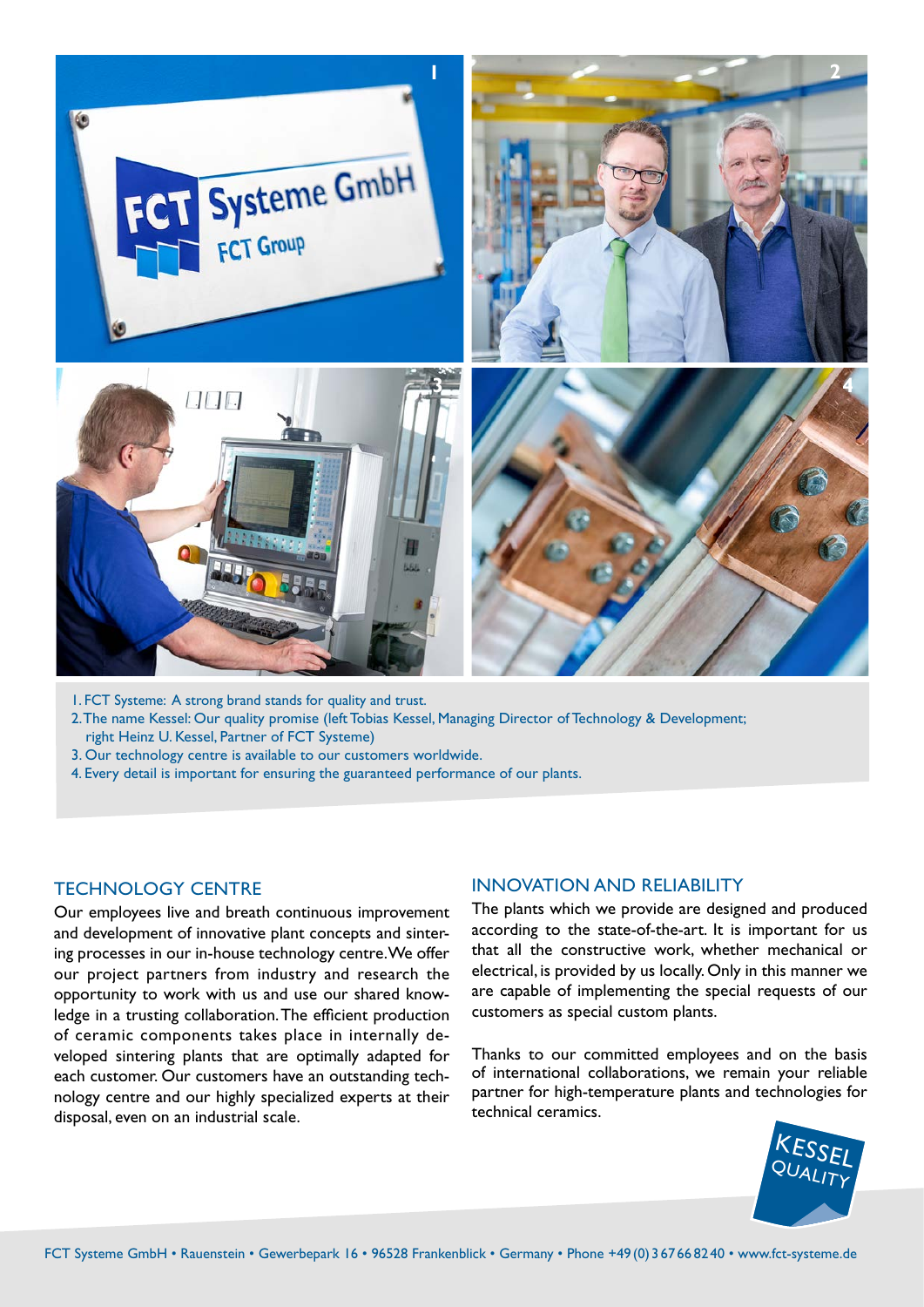1. FCT Systeme: A strong brand stands for quality and trust.
2. The name Kessel: Our quality promise (left Tobias Kessel, Managing Director of Technology & Development; right Heinz U. Kessel, Partner of FCT Systeme)
3. Our technology centre is available to our customers worldwide.
4. Every detail is important for ensuring the guaranteed performance of our plants.

## TECHNOLOGY CENTRE

Our employees live and breath continuous improvement and development of innovative plant concepts and sintering processes in our in-house technology centre. We offer our project partners from industry and research the opportunity to work with us and use our shared knowledge in a trusting collaboration. The efficient production of ceramic components takes place in internally developed sintering plants that are optimally adapted for each customer. Our customers have an outstanding technology centre and our highly specialized experts at their disposal, even on an industrial scale.

## INNOVATION AND RELIABILITY

The plants which we provide are designed and produced according to the state-of-the-art. It is important for us that all the constructive work, whether mechanical or electrical, is provided by us locally. Only in this manner we are capable of implementing the special requests of our customers as special custom plants.

Thanks to our committed employees and on the basis of international collaborations, we remain your reliable partner for high-temperature plants and technologies for technical ceramics.

KESSEL QUALITY

FCT Systeme GmbH • Rauenstein • Gewerbepark 16 • 96528 Frankenblick • Germany • Phone +49 (0) 3 67 66 82 40 • www.fct-systeme.de